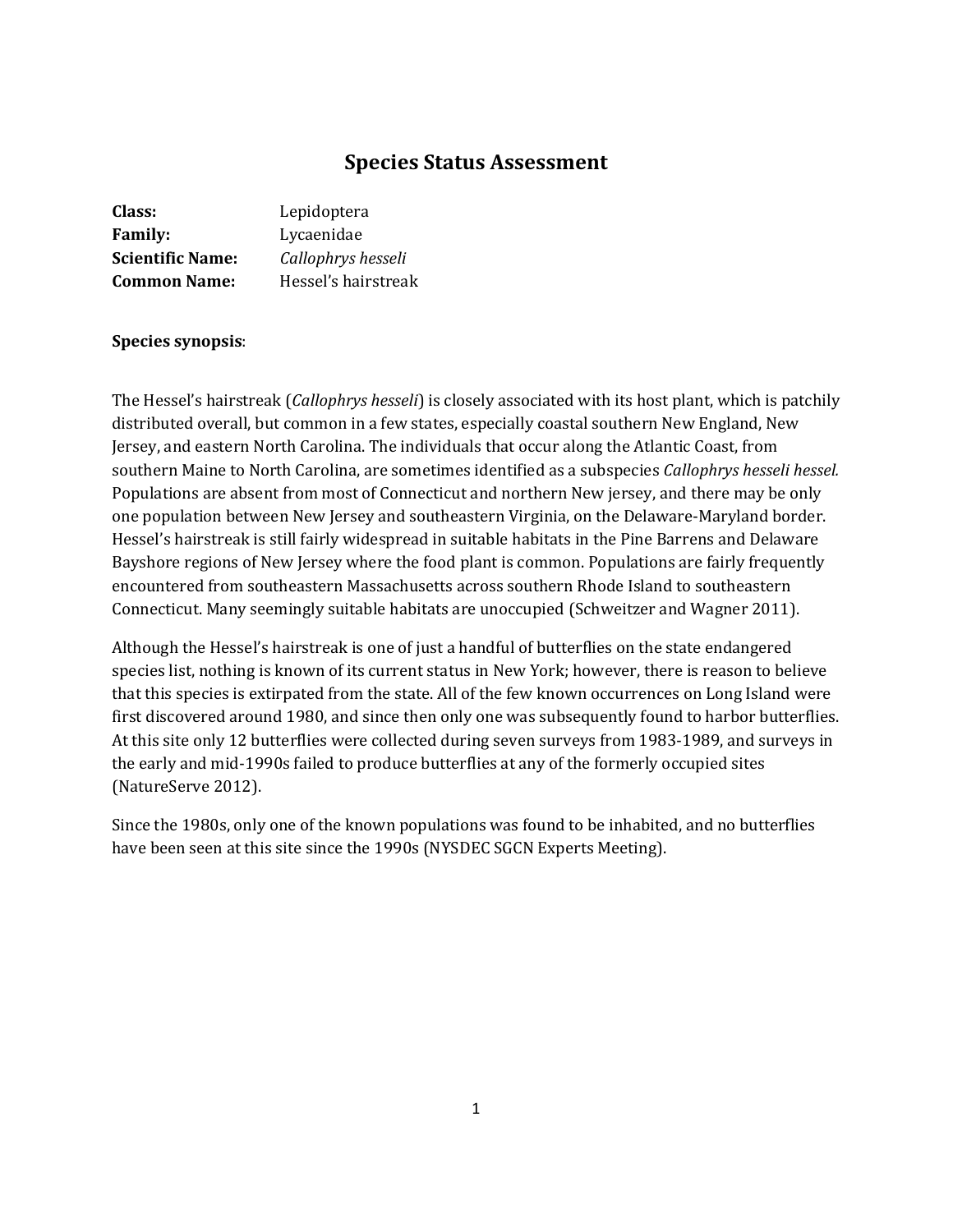# Species Status Assessment

**Class:** Lepidoptera
**Family:** Lycaenidae
**Scientific Name:** *Callophrys hesseli*
**Common Name:** Hessel's hairstreak

**Species synopsis**:

The Hessel's hairstreak (*Callophrys hesseli*) is closely associated with its host plant, which is patchily distributed overall, but common in a few states, especially coastal southern New England, New Jersey, and eastern North Carolina. The individuals that occur along the Atlantic Coast, from southern Maine to North Carolina, are sometimes identified as a subspecies *Callophrys hesseli hessel.* Populations are absent from most of Connecticut and northern New jersey, and there may be only one population between New Jersey and southeastern Virginia, on the Delaware-Maryland border. Hessel's hairstreak is still fairly widespread in suitable habitats in the Pine Barrens and Delaware Bayshore regions of New Jersey where the food plant is common. Populations are fairly frequently encountered from southeastern Massachusetts across southern Rhode Island to southeastern Connecticut. Many seemingly suitable habitats are unoccupied (Schweitzer and Wagner 2011).

Although the Hessel's hairstreak is one of just a handful of butterflies on the state endangered species list, nothing is known of its current status in New York; however, there is reason to believe that this species is extirpated from the state. All of the few known occurrences on Long Island were first discovered around 1980, and since then only one was subsequently found to harbor butterflies. At this site only 12 butterflies were collected during seven surveys from 1983-1989, and surveys in the early and mid-1990s failed to produce butterflies at any of the formerly occupied sites (NatureServe 2012).

Since the 1980s, only one of the known populations was found to be inhabited, and no butterflies have been seen at this site since the 1990s (NYSDEC SGCN Experts Meeting).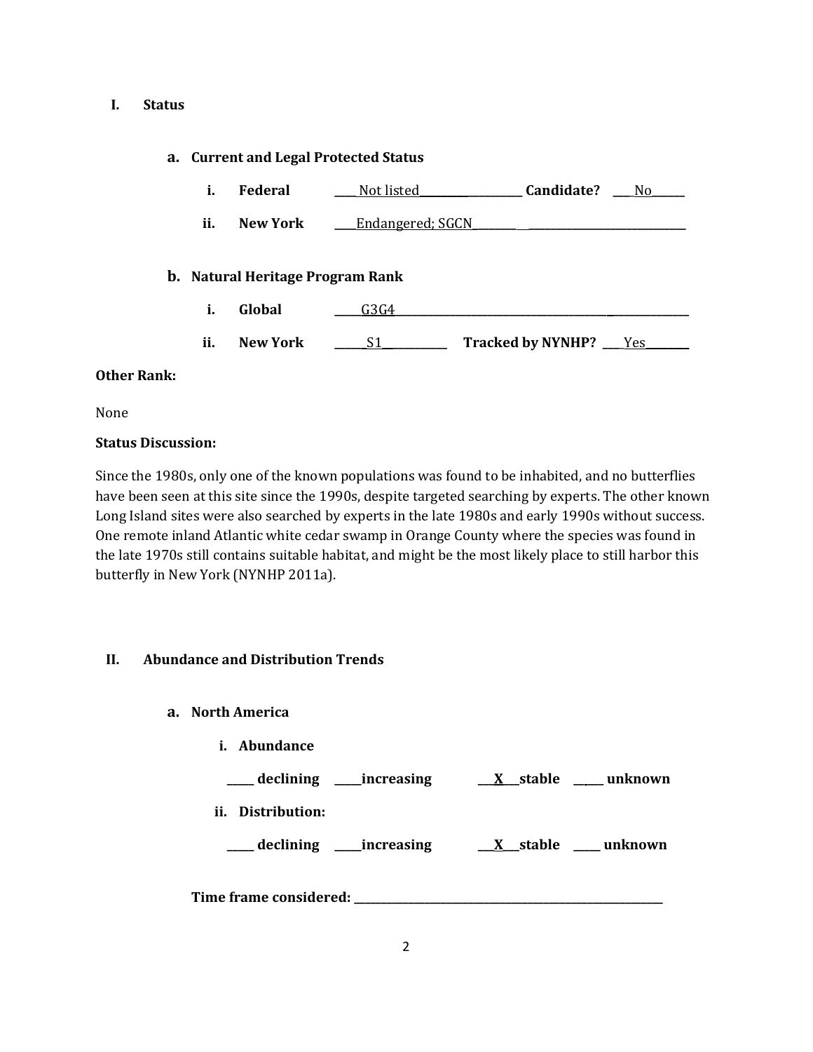# I. Status

## a. Current and Legal Protected Status

**i. Federal** ____Not listed__________________ **Candidate?** ___No______

**ii. New York** ____Endangered; SGCN________ ____________________________

## b. Natural Heritage Program Rank

**i. Global** _____G3G4_______________________________________________

**ii. New York** ______S1___________ **Tracked by NYNHP?** ____Yes________

**Other Rank:**

None

**Status Discussion:**

Since the 1980s, only one of the known populations was found to be inhabited, and no butterflies have been seen at this site since the 1990s, despite targeted searching by experts. The other known Long Island sites were also searched by experts in the late 1980s and early 1990s without success. One remote inland Atlantic white cedar swamp in Orange County where the species was found in the late 1970s still contains suitable habitat, and might be the most likely place to still harbor this butterfly in New York (NYNHP 2011a).

# II. Abundance and Distribution Trends

## a. North America

**i. Abundance**

_____ **declining** _____**increasing** ___X___**stable** _____ **unknown**

**ii. Distribution:**

_____ **declining** _____**increasing** ___X___**stable** _____ **unknown**

**Time frame considered:** _______________________________________________________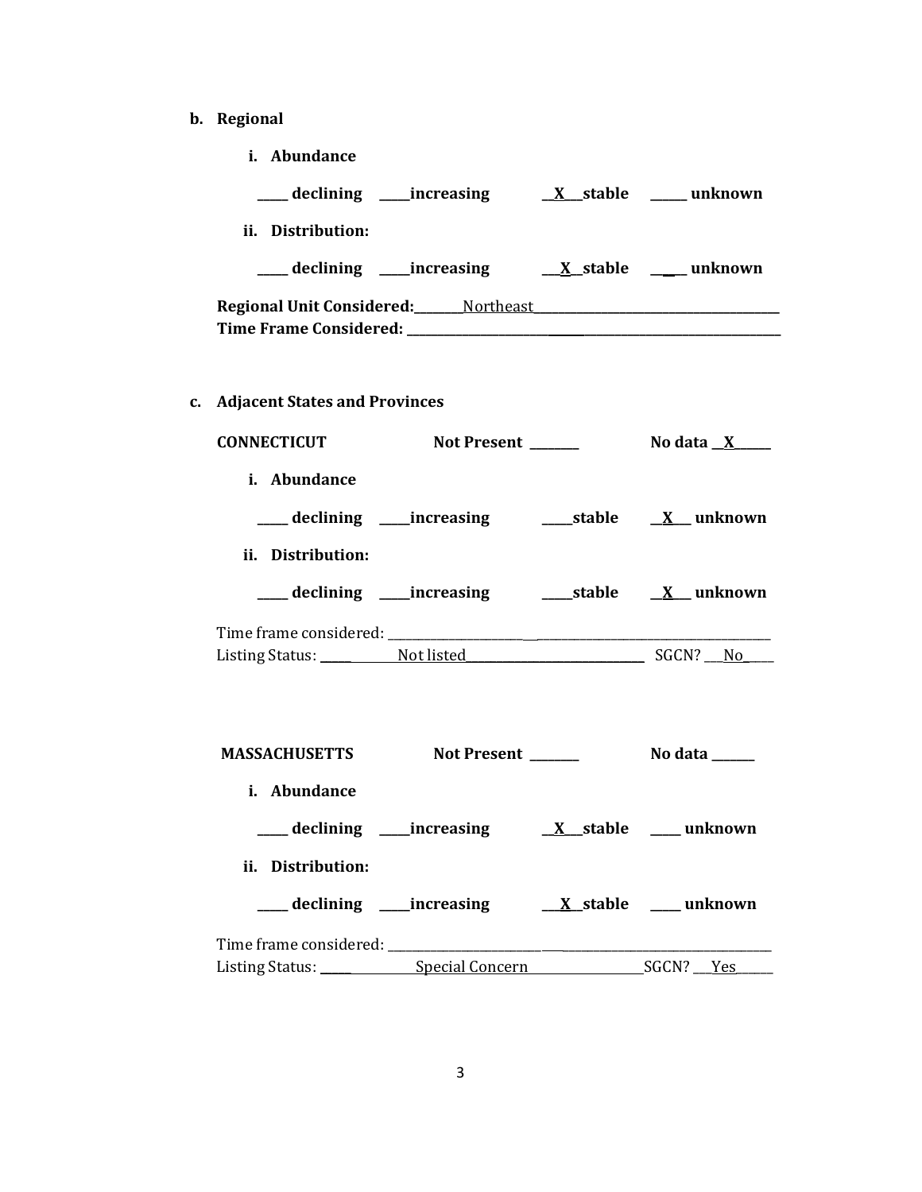**b. Regional**

**i. Abundance**

**\_\_\_\_\_ declining \_\_\_\_\_increasing \_\_X\_\_stable \_\_\_\_\_ unknown**

**ii. Distribution:**

**\_\_\_\_\_ declining \_\_\_\_\_increasing \_\_X\_\_stable \_\_\_\_\_ unknown**

**Regional Unit Considered:** Northeast
**Time Frame Considered:** \_\_\_\_\_\_\_\_\_\_\_\_\_\_\_\_\_\_\_\_

**c. Adjacent States and Provinces**

**CONNECTICUT** **Not Present** \_\_\_\_\_\_\_ **No data** \_\_X\_\_

**i. Abundance**

**\_\_\_\_\_ declining \_\_\_\_\_increasing \_\_\_\_\_stable \_\_X\_\_ unknown**

**ii. Distribution:**

**\_\_\_\_\_ declining \_\_\_\_\_increasing \_\_\_\_\_stable \_\_X\_\_ unknown**

Time frame considered: \_\_\_\_\_\_\_\_\_\_\_\_\_\_\_\_\_\_\_\_
Listing Status: Not listed SGCN? \_\_No\_\_

**MASSACHUSETTS** **Not Present** \_\_\_\_\_\_\_ **No data** \_\_\_\_\_\_\_

**i. Abundance**

**\_\_\_\_\_ declining \_\_\_\_\_increasing \_\_X\_\_stable \_\_\_\_\_ unknown**

**ii. Distribution:**

**\_\_\_\_\_ declining \_\_\_\_\_increasing \_\_X\_\_stable \_\_\_\_\_ unknown**

Time frame considered: \_\_\_\_\_\_\_\_\_\_\_\_\_\_\_\_\_\_\_\_
Listing Status: Special Concern SGCN? \_\_Yes\_\_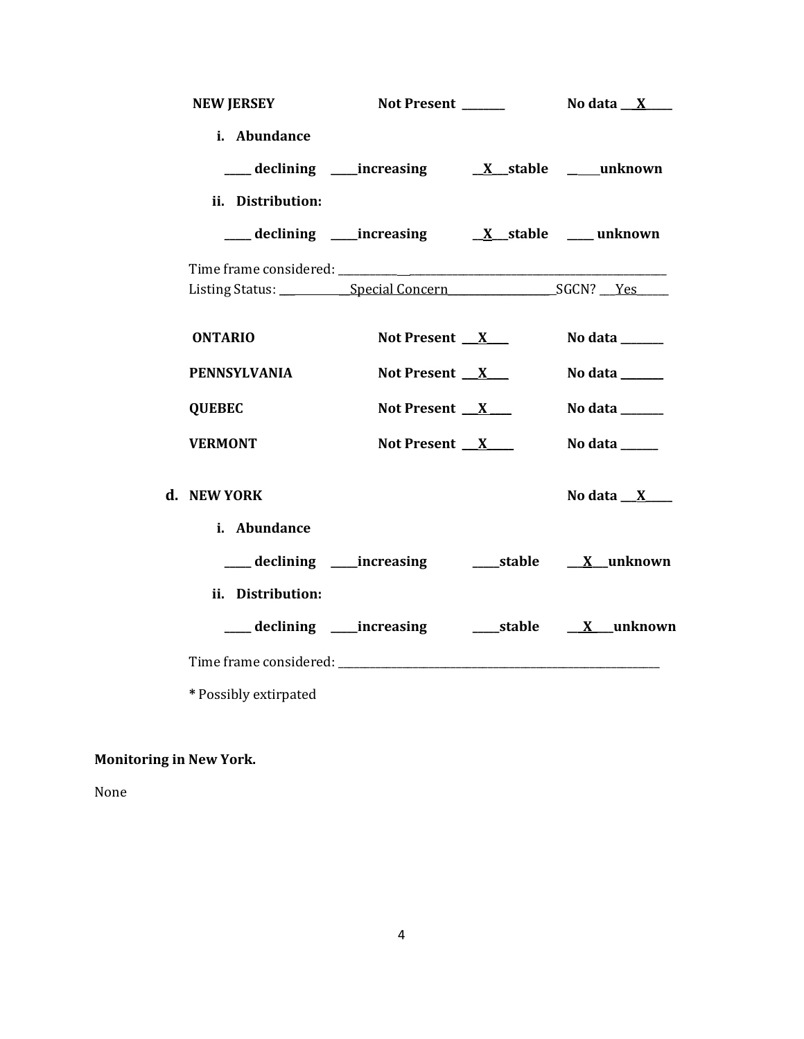**NEW JERSEY** Not Present ________ No data ___X_____

**i. Abundance**

_____ declining _____increasing __X__stable _____unknown

**ii. Distribution:**

_____ declining _____increasing __X__stable _____ unknown

Time frame considered: ___________________________________________________________

Listing Status: ____________Special Concern____________________SGCN? ___Yes______

**ONTARIO** Not Present ___X____ No data ________

**PENNSYLVANIA** Not Present ___X____ No data ________

**QUEBEC** Not Present ___X____ No data ________

**VERMONT** Not Present ___X_____ No data _______

**d. NEW YORK** No data ___X_____

**i. Abundance**

_____ declining _____increasing _____stable ___X___unknown

**ii. Distribution:**

_____ declining _____increasing _____stable ___X____unknown

Time frame considered: ___________________________________________________________

**\*** Possibly extirpated

**Monitoring in New York.**

None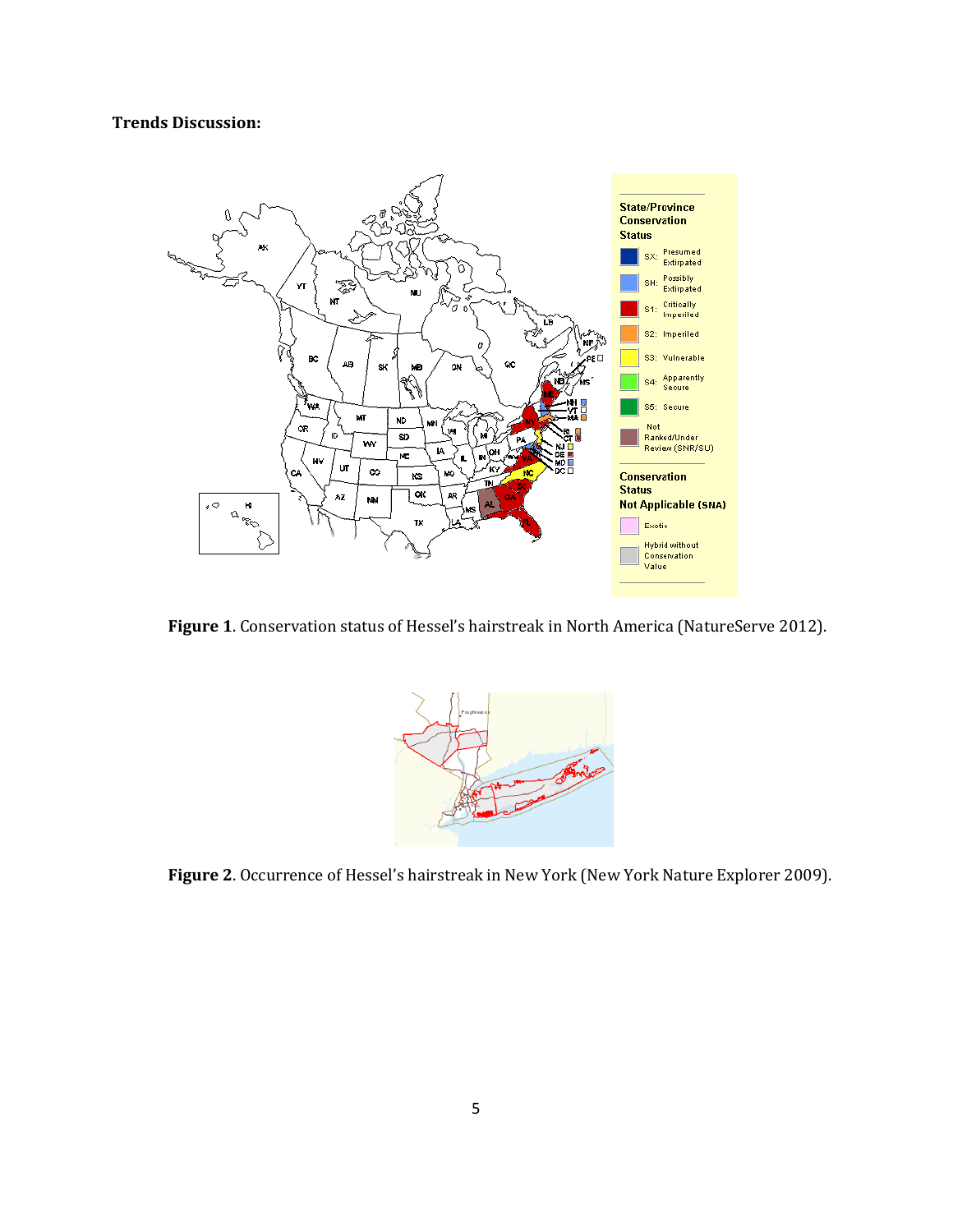**Trends Discussion:**

**Figure 1**. Conservation status of Hessel's hairstreak in North America (NatureServe 2012).

**Figure 2**. Occurrence of Hessel's hairstreak in New York (New York Nature Explorer 2009).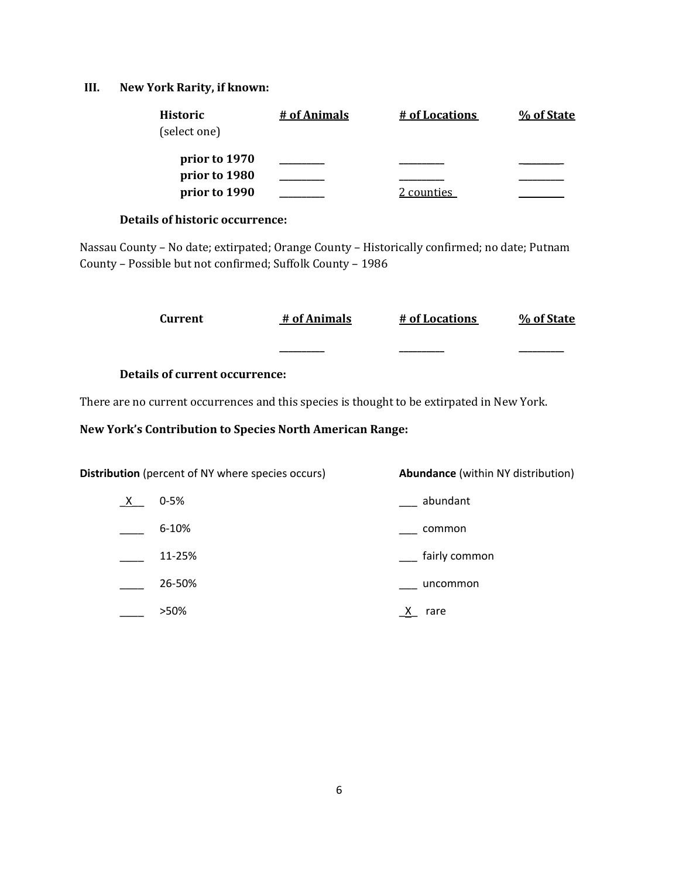## III. New York Rarity, if known:

| Historic (select one) | # of Animals | # of Locations | % of State |
|---|---|---|---|
| prior to 1970 | _________ | _________ | _________ |
| prior to 1980 | _________ | _________ | _________ |
| prior to 1990 | _________ | 2 counties | _________ |

**Details of historic occurrence:**

Nassau County – No date; extirpated; Orange County – Historically confirmed; no date; Putnam County – Possible but not confirmed; Suffolk County – 1986

| Current | # of Animals | # of Locations | % of State |
|---|---|---|---|
| | _________ | _________ | _________ |

**Details of current occurrence:**

There are no current occurrences and this species is thought to be extirpated in New York.

**New York's Contribution to Species North American Range:**

| **Distribution** (percent of NY where species occurs) | | **Abundance** (within NY distribution) | |
|---|---|---|---|
| _X__ | 0-5% | ___ | abundant |
| ____ | 6-10% | ___ | common |
| ____ | 11-25% | ___ | fairly common |
| ____ | 26-50% | ___ | uncommon |
| ____ | >50% | _X_ | rare |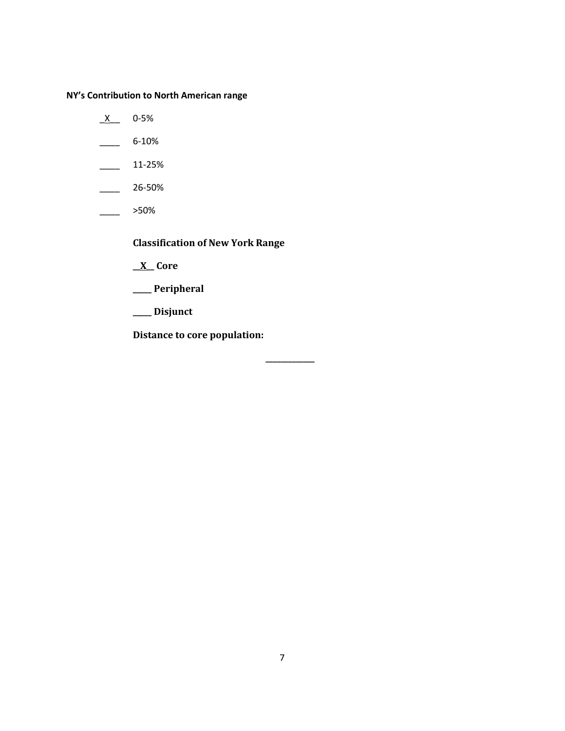**NY's Contribution to North American range**

_X__ 0-5%

____ 6-10%

____ 11-25%

____ 26-50%

____ >50%

**Classification of New York Range**

**__X__ Core**

**____ Peripheral**

**____ Disjunct**

**Distance to core population:**

**__________**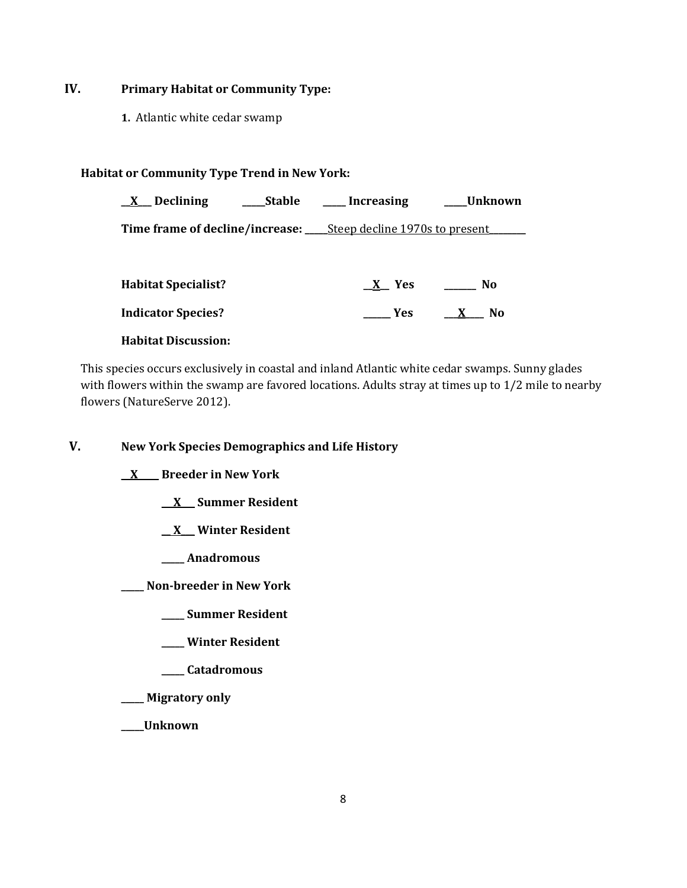## IV. Primary Habitat or Community Type:

**1.** Atlantic white cedar swamp

**Habitat or Community Type Trend in New York:**

**__X__ Declining     _____Stable     _____ Increasing     _____Unknown**

**Time frame of decline/increase:** _____Steep decline 1970s to present________

**Habitat Specialist?**     __X__ Yes     ______ No

**Indicator Species?**     ______ Yes     ___X___ No

**Habitat Discussion:**

This species occurs exclusively in coastal and inland Atlantic white cedar swamps. Sunny glades with flowers within the swamp are favored locations. Adults stray at times up to 1/2 mile to nearby flowers (NatureServe 2012).

## V. New York Species Demographics and Life History

**__X___ Breeder in New York**

- **__X___ Summer Resident**
- **__X___ Winter Resident**
- **_____ Anadromous**

**_____ Non-breeder in New York**

- **_____ Summer Resident**
- **_____ Winter Resident**
- **_____ Catadromous**

**_____ Migratory only**

**_____Unknown**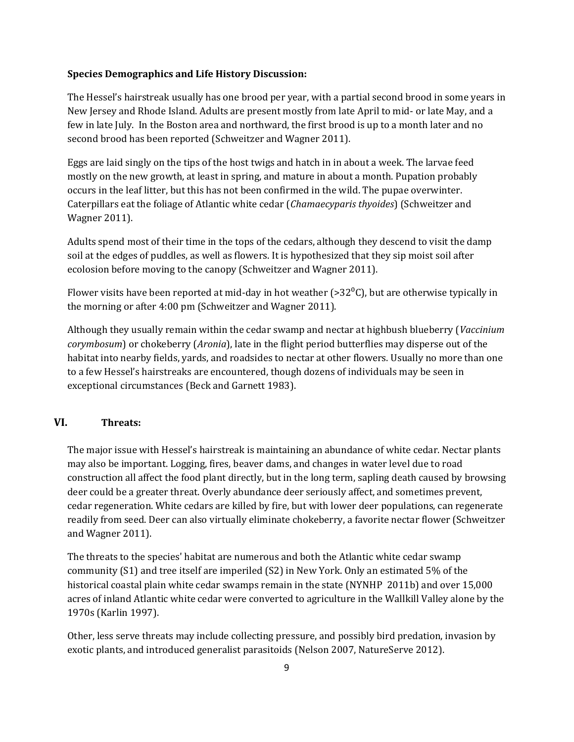**Species Demographics and Life History Discussion:**

The Hessel's hairstreak usually has one brood per year, with a partial second brood in some years in New Jersey and Rhode Island. Adults are present mostly from late April to mid- or late May, and a few in late July. In the Boston area and northward, the first brood is up to a month later and no second brood has been reported (Schweitzer and Wagner 2011).

Eggs are laid singly on the tips of the host twigs and hatch in in about a week. The larvae feed mostly on the new growth, at least in spring, and mature in about a month. Pupation probably occurs in the leaf litter, but this has not been confirmed in the wild. The pupae overwinter. Caterpillars eat the foliage of Atlantic white cedar (*Chamaecyparis thyoides*) (Schweitzer and Wagner 2011).

Adults spend most of their time in the tops of the cedars, although they descend to visit the damp soil at the edges of puddles, as well as flowers. It is hypothesized that they sip moist soil after ecolosion before moving to the canopy (Schweitzer and Wagner 2011).

Flower visits have been reported at mid-day in hot weather (>32$^{0}$C), but are otherwise typically in the morning or after 4:00 pm (Schweitzer and Wagner 2011).

Although they usually remain within the cedar swamp and nectar at highbush blueberry (*Vaccinium corymbosum*) or chokeberry (*Aronia*), late in the flight period butterflies may disperse out of the habitat into nearby fields, yards, and roadsides to nectar at other flowers. Usually no more than one to a few Hessel's hairstreaks are encountered, though dozens of individuals may be seen in exceptional circumstances (Beck and Garnett 1983).

## VI. Threats:

The major issue with Hessel's hairstreak is maintaining an abundance of white cedar. Nectar plants may also be important. Logging, fires, beaver dams, and changes in water level due to road construction all affect the food plant directly, but in the long term, sapling death caused by browsing deer could be a greater threat. Overly abundance deer seriously affect, and sometimes prevent, cedar regeneration. White cedars are killed by fire, but with lower deer populations, can regenerate readily from seed. Deer can also virtually eliminate chokeberry, a favorite nectar flower (Schweitzer and Wagner 2011).

The threats to the species' habitat are numerous and both the Atlantic white cedar swamp community (S1) and tree itself are imperiled (S2) in New York. Only an estimated 5% of the historical coastal plain white cedar swamps remain in the state (NYNHP 2011b) and over 15,000 acres of inland Atlantic white cedar were converted to agriculture in the Wallkill Valley alone by the 1970s (Karlin 1997).

Other, less serve threats may include collecting pressure, and possibly bird predation, invasion by exotic plants, and introduced generalist parasitoids (Nelson 2007, NatureServe 2012).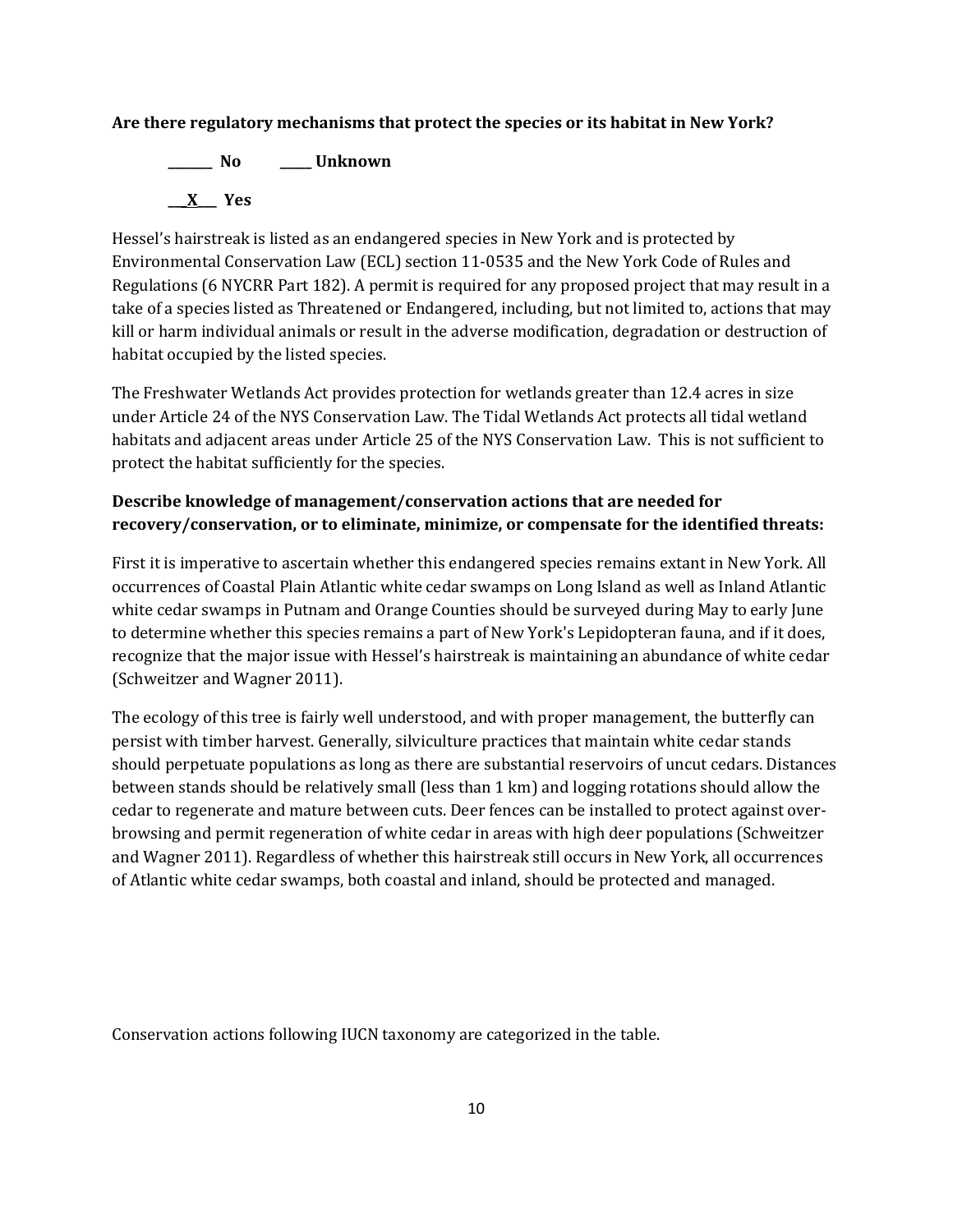**Are there regulatory mechanisms that protect the species or its habitat in New York?**

**_______ No** **_____ Unknown**

**___X___ Yes**

Hessel's hairstreak is listed as an endangered species in New York and is protected by Environmental Conservation Law (ECL) section 11-0535 and the New York Code of Rules and Regulations (6 NYCRR Part 182). A permit is required for any proposed project that may result in a take of a species listed as Threatened or Endangered, including, but not limited to, actions that may kill or harm individual animals or result in the adverse modification, degradation or destruction of habitat occupied by the listed species.

The Freshwater Wetlands Act provides protection for wetlands greater than 12.4 acres in size under Article 24 of the NYS Conservation Law. The Tidal Wetlands Act protects all tidal wetland habitats and adjacent areas under Article 25 of the NYS Conservation Law. This is not sufficient to protect the habitat sufficiently for the species.

**Describe knowledge of management/conservation actions that are needed for recovery/conservation, or to eliminate, minimize, or compensate for the identified threats:**

First it is imperative to ascertain whether this endangered species remains extant in New York. All occurrences of Coastal Plain Atlantic white cedar swamps on Long Island as well as Inland Atlantic white cedar swamps in Putnam and Orange Counties should be surveyed during May to early June to determine whether this species remains a part of New York's Lepidopteran fauna, and if it does, recognize that the major issue with Hessel's hairstreak is maintaining an abundance of white cedar (Schweitzer and Wagner 2011).

The ecology of this tree is fairly well understood, and with proper management, the butterfly can persist with timber harvest. Generally, silviculture practices that maintain white cedar stands should perpetuate populations as long as there are substantial reservoirs of uncut cedars. Distances between stands should be relatively small (less than 1 km) and logging rotations should allow the cedar to regenerate and mature between cuts. Deer fences can be installed to protect against over-browsing and permit regeneration of white cedar in areas with high deer populations (Schweitzer and Wagner 2011). Regardless of whether this hairstreak still occurs in New York, all occurrences of Atlantic white cedar swamps, both coastal and inland, should be protected and managed.

Conservation actions following IUCN taxonomy are categorized in the table.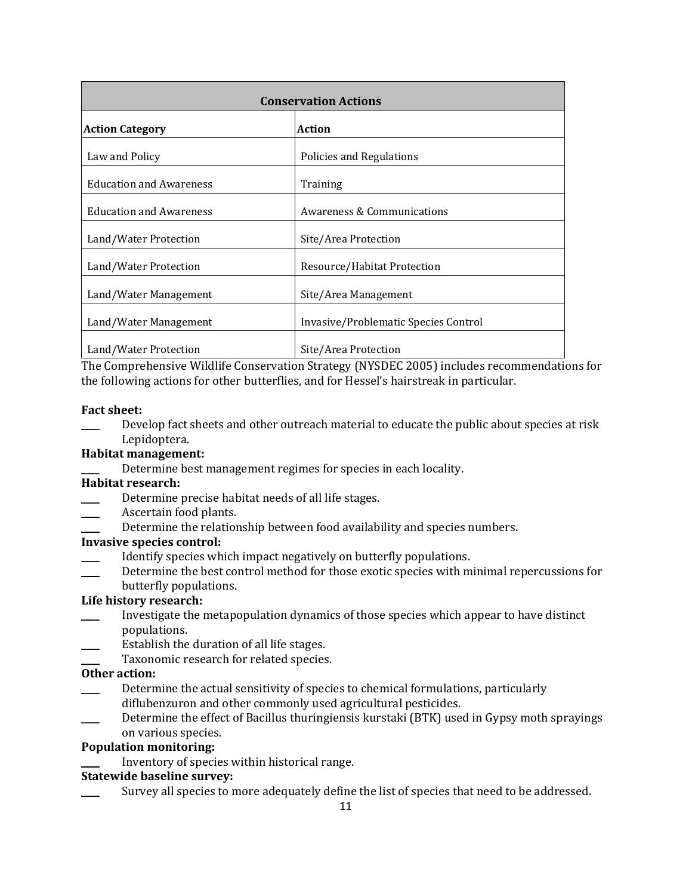| Conservation Actions | |
|---|---|
| **Action Category** | **Action** |
| Law and Policy | Policies and Regulations |
| Education and Awareness | Training |
| Education and Awareness | Awareness & Communications |
| Land/Water Protection | Site/Area Protection |
| Land/Water Protection | Resource/Habitat Protection |
| Land/Water Management | Site/Area Management |
| Land/Water Management | Invasive/Problematic Species Control |
| Land/Water Protection | Site/Area Protection |

The Comprehensive Wildlife Conservation Strategy (NYSDEC 2005) includes recommendations for the following actions for other butterflies, and for Hessel's hairstreak in particular.

**Fact sheet:**

____ Develop fact sheets and other outreach material to educate the public about species at risk Lepidoptera.

**Habitat management:**

____ Determine best management regimes for species in each locality.

**Habitat research:**

____ Determine precise habitat needs of all life stages.

____ Ascertain food plants.

____ Determine the relationship between food availability and species numbers.

**Invasive species control:**

____ Identify species which impact negatively on butterfly populations.

____ Determine the best control method for those exotic species with minimal repercussions for butterfly populations.

**Life history research:**

____ Investigate the metapopulation dynamics of those species which appear to have distinct populations.

____ Establish the duration of all life stages.

____ Taxonomic research for related species.

**Other action:**

____ Determine the actual sensitivity of species to chemical formulations, particularly diflubenzuron and other commonly used agricultural pesticides.

____ Determine the effect of Bacillus thuringiensis kurstaki (BTK) used in Gypsy moth sprayings on various species.

**Population monitoring:**

____ Inventory of species within historical range.

**Statewide baseline survey:**

____ Survey all species to more adequately define the list of species that need to be addressed.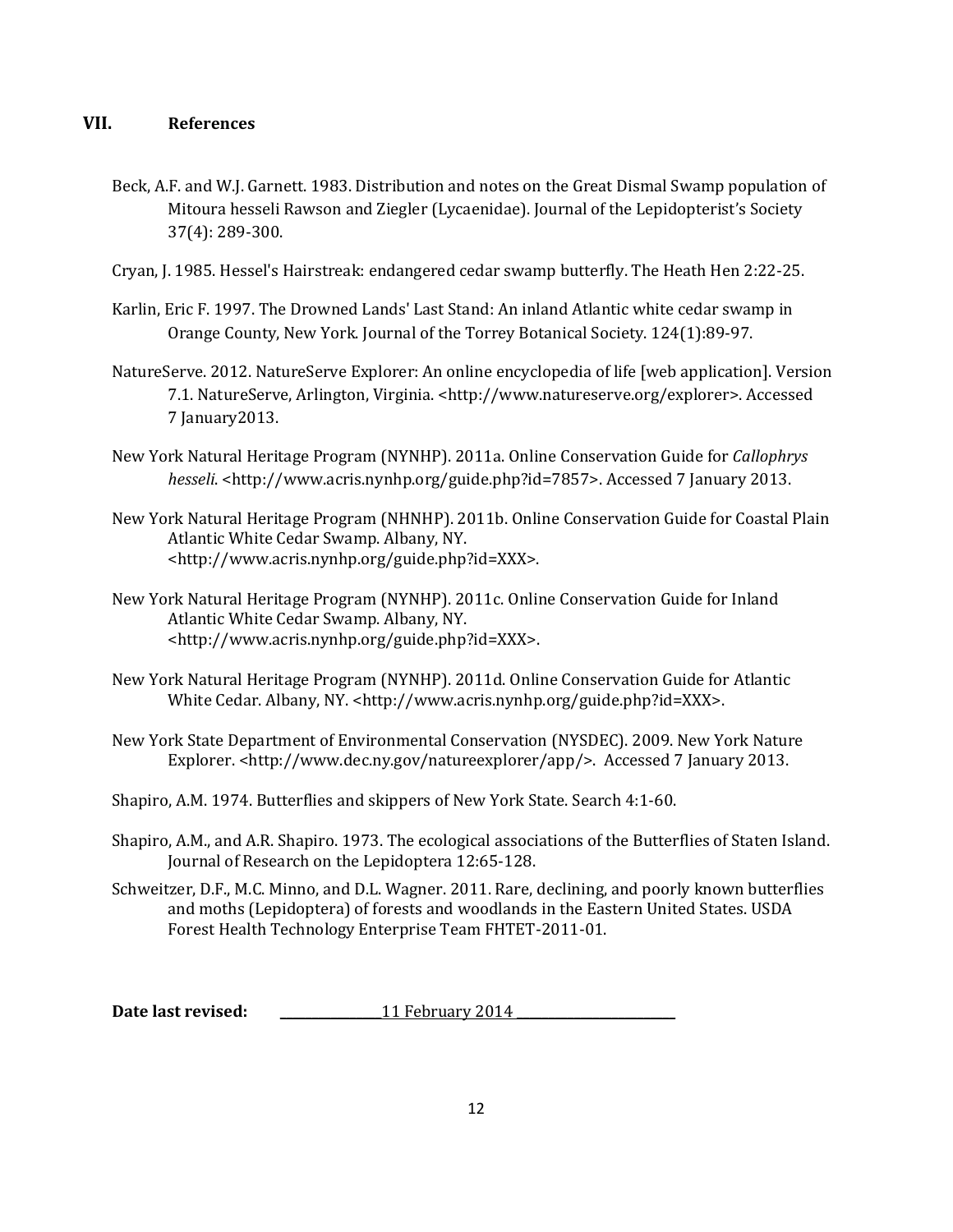## VII. References

Beck, A.F. and W.J. Garnett. 1983. Distribution and notes on the Great Dismal Swamp population of Mitoura hesseli Rawson and Ziegler (Lycaenidae). Journal of the Lepidopterist's Society 37(4): 289-300.

Cryan, J. 1985. Hessel's Hairstreak: endangered cedar swamp butterfly. The Heath Hen 2:22-25.

Karlin, Eric F. 1997. The Drowned Lands' Last Stand: An inland Atlantic white cedar swamp in Orange County, New York. Journal of the Torrey Botanical Society. 124(1):89-97.

NatureServe. 2012. NatureServe Explorer: An online encyclopedia of life [web application]. Version 7.1. NatureServe, Arlington, Virginia. <http://www.natureserve.org/explorer>. Accessed 7 January2013.

New York Natural Heritage Program (NYNHP). 2011a. Online Conservation Guide for *Callophrys hesseli*. <http://www.acris.nynhp.org/guide.php?id=7857>. Accessed 7 January 2013.

New York Natural Heritage Program (NHNHP). 2011b. Online Conservation Guide for Coastal Plain Atlantic White Cedar Swamp. Albany, NY. <http://www.acris.nynhp.org/guide.php?id=XXX>.

New York Natural Heritage Program (NYNHP). 2011c. Online Conservation Guide for Inland Atlantic White Cedar Swamp. Albany, NY. <http://www.acris.nynhp.org/guide.php?id=XXX>.

New York Natural Heritage Program (NYNHP). 2011d. Online Conservation Guide for Atlantic White Cedar. Albany, NY. <http://www.acris.nynhp.org/guide.php?id=XXX>.

New York State Department of Environmental Conservation (NYSDEC). 2009. New York Nature Explorer. <http://www.dec.ny.gov/natureexplorer/app/>. Accessed 7 January 2013.

Shapiro, A.M. 1974. Butterflies and skippers of New York State. Search 4:1-60.

Shapiro, A.M., and A.R. Shapiro. 1973. The ecological associations of the Butterflies of Staten Island. Journal of Research on the Lepidoptera 12:65-128.

Schweitzer, D.F., M.C. Minno, and D.L. Wagner. 2011. Rare, declining, and poorly known butterflies and moths (Lepidoptera) of forests and woodlands in the Eastern United States. USDA Forest Health Technology Enterprise Team FHTET-2011-01.

**Date last revised:** 11 February 2014